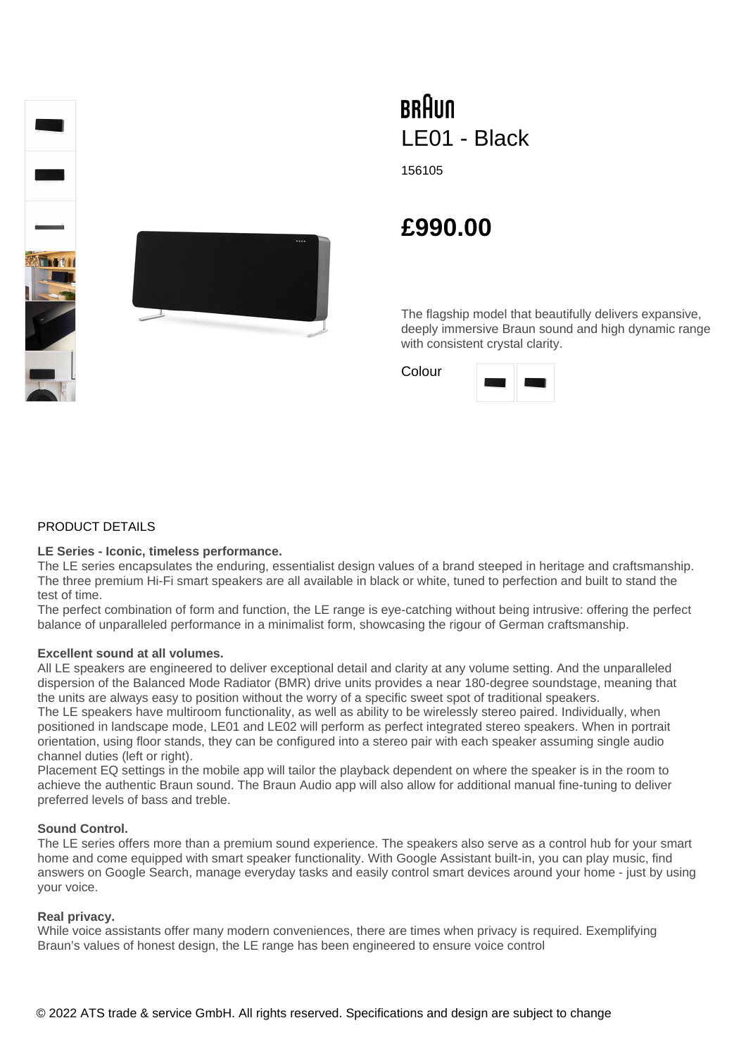BRAUN

# LE01 - Black

156105

## £990.00

The flagship model that beautifully delivers expansive, deeply immersive Braun sound and high dynamic range with consistent crystal clarity.

Colour

PRODUCT DETAILS

**LE Series - Iconic, timeless performance.**
The LE series encapsulates the enduring, essentialist design values of a brand steeped in heritage and craftsmanship. The three premium Hi-Fi smart speakers are all available in black or white, tuned to perfection and built to stand the test of time.
The perfect combination of form and function, the LE range is eye-catching without being intrusive: offering the perfect balance of unparalleled performance in a minimalist form, showcasing the rigour of German craftsmanship.

**Excellent sound at all volumes.**
All LE speakers are engineered to deliver exceptional detail and clarity at any volume setting. And the unparalleled dispersion of the Balanced Mode Radiator (BMR) drive units provides a near 180-degree soundstage, meaning that the units are always easy to position without the worry of a specific sweet spot of traditional speakers.
The LE speakers have multiroom functionality, as well as ability to be wirelessly stereo paired. Individually, when positioned in landscape mode, LE01 and LE02 will perform as perfect integrated stereo speakers. When in portrait orientation, using floor stands, they can be configured into a stereo pair with each speaker assuming single audio channel duties (left or right).
Placement EQ settings in the mobile app will tailor the playback dependent on where the speaker is in the room to achieve the authentic Braun sound. The Braun Audio app will also allow for additional manual fine-tuning to deliver preferred levels of bass and treble.

**Sound Control.**
The LE series offers more than a premium sound experience. The speakers also serve as a control hub for your smart home and come equipped with smart speaker functionality. With Google Assistant built-in, you can play music, find answers on Google Search, manage everyday tasks and easily control smart devices around your home - just by using your voice.

**Real privacy.**
While voice assistants offer many modern conveniences, there are times when privacy is required. Exemplifying Braun's values of honest design, the LE range has been engineered to ensure voice control

© 2022 ATS trade & service GmbH. All rights reserved. Specifications and design are subject to change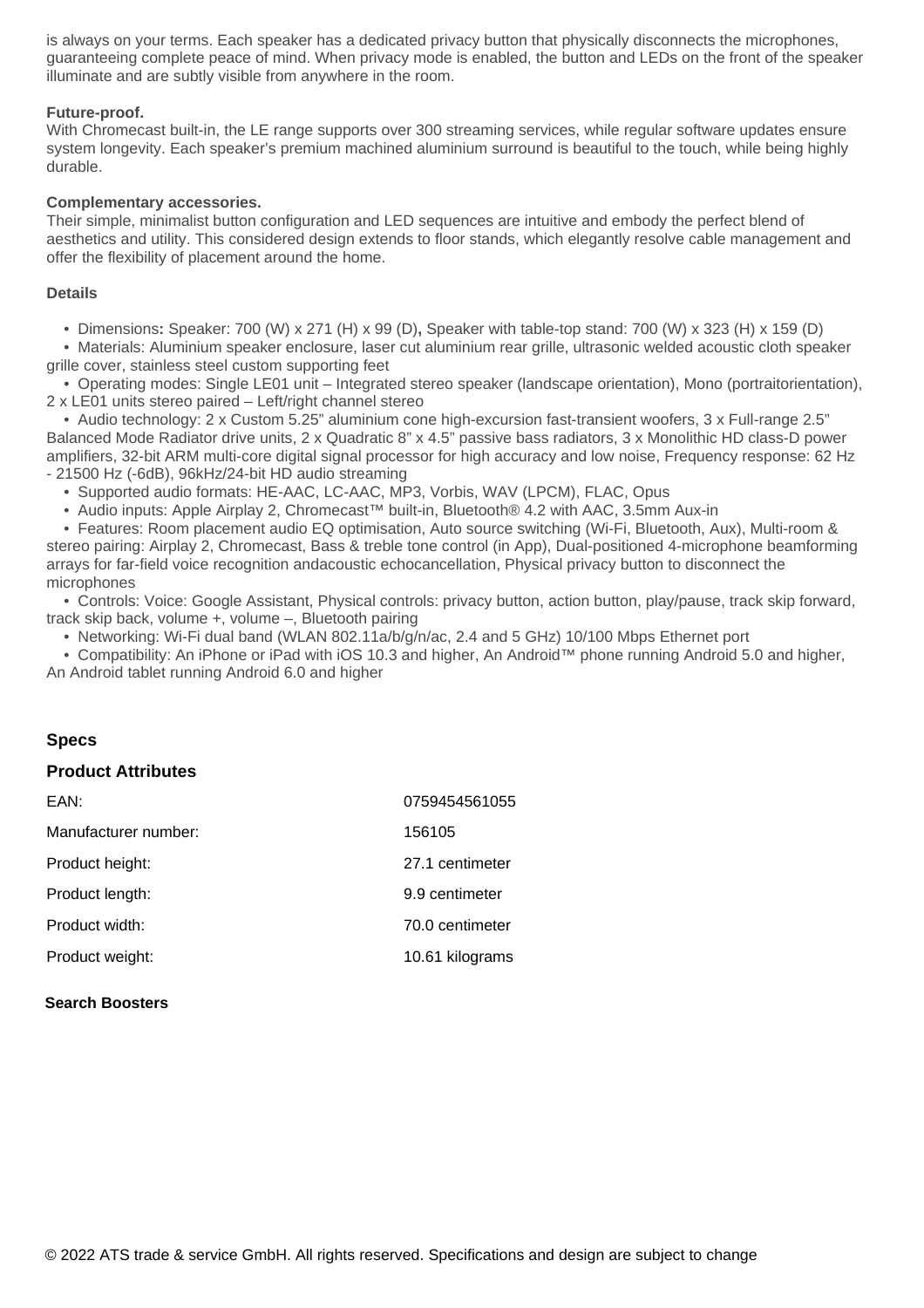is always on your terms. Each speaker has a dedicated privacy button that physically disconnects the microphones, guaranteeing complete peace of mind. When privacy mode is enabled, the button and LEDs on the front of the speaker illuminate and are subtly visible from anywhere in the room.

**Future-proof.**
With Chromecast built-in, the LE range supports over 300 streaming services, while regular software updates ensure system longevity. Each speaker's premium machined aluminium surround is beautiful to the touch, while being highly durable.

**Complementary accessories.**
Their simple, minimalist button configuration and LED sequences are intuitive and embody the perfect blend of aesthetics and utility. This considered design extends to floor stands, which elegantly resolve cable management and offer the flexibility of placement around the home.

**Details**

- Dimensions**:** Speaker: 700 (W) x 271 (H) x 99 (D)**,** Speaker with table-top stand: 700 (W) x 323 (H) x 159 (D)
- Materials: Aluminium speaker enclosure, laser cut aluminium rear grille, ultrasonic welded acoustic cloth speaker grille cover, stainless steel custom supporting feet
- Operating modes: Single LE01 unit – Integrated stereo speaker (landscape orientation), Mono (portraitorientation), 2 x LE01 units stereo paired – Left/right channel stereo
- Audio technology: 2 x Custom 5.25" aluminium cone high-excursion fast-transient woofers, 3 x Full-range 2.5" Balanced Mode Radiator drive units, 2 x Quadratic 8" x 4.5" passive bass radiators, 3 x Monolithic HD class-D power amplifiers, 32-bit ARM multi-core digital signal processor for high accuracy and low noise, Frequency response: 62 Hz - 21500 Hz (-6dB), 96kHz/24-bit HD audio streaming
- Supported audio formats: HE-AAC, LC-AAC, MP3, Vorbis, WAV (LPCM), FLAC, Opus
- Audio inputs: Apple Airplay 2, Chromecast™ built-in, Bluetooth® 4.2 with AAC, 3.5mm Aux-in
- Features: Room placement audio EQ optimisation, Auto source switching (Wi-Fi, Bluetooth, Aux), Multi-room & stereo pairing: Airplay 2, Chromecast, Bass & treble tone control (in App), Dual-positioned 4-microphone beamforming arrays for far-field voice recognition andacoustic echocancellation, Physical privacy button to disconnect the microphones
- Controls: Voice: Google Assistant, Physical controls: privacy button, action button, play/pause, track skip forward, track skip back, volume +, volume –, Bluetooth pairing
- Networking: Wi-Fi dual band (WLAN 802.11a/b/g/n/ac, 2.4 and 5 GHz) 10/100 Mbps Ethernet port
- Compatibility: An iPhone or iPad with iOS 10.3 and higher, An Android™ phone running Android 5.0 and higher, An Android tablet running Android 6.0 and higher

## Specs

### Product Attributes

| | |
|---|---|
| EAN: | 0759454561055 |
| Manufacturer number: | 156105 |
| Product height: | 27.1 centimeter |
| Product length: | 9.9 centimeter |
| Product width: | 70.0 centimeter |
| Product weight: | 10.61 kilograms |

**Search Boosters**

© 2022 ATS trade & service GmbH. All rights reserved. Specifications and design are subject to change